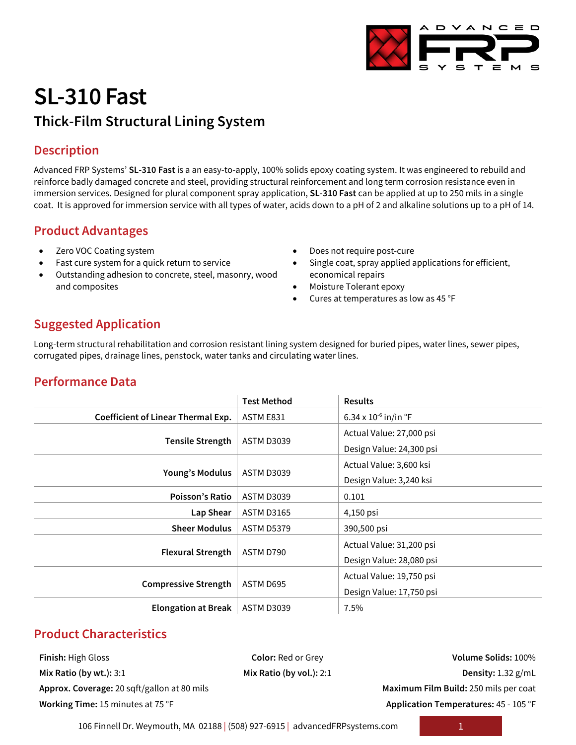# SL-310 Fast

## Thick-Film Structural Lining System

## Description

Advanced FRP Systems' **SL-310 Fast** is a an easy-to-apply, 100% solids epoxy coating system. It was engineered to rebuild and reinforce badly damaged concrete and steel, providing structural reinforcement and long term corrosion resistance even in immersion services. Designed for plural component spray application, **SL-310 Fast** can be applied at up to 250 mils in a single coat. It is approved for immersion service with all types of water, acids down to a pH of 2 and alkaline solutions up to a pH of 14.

## Product Advantages

- Zero VOC Coating system
- Fast cure system for a quick return to service
- Outstanding adhesion to concrete, steel, masonry, wood and composites
- Does not require post-cure
- Single coat, spray applied applications for efficient, economical repairs
- Moisture Tolerant epoxy
- Cures at temperatures as low as 45 °F

## Suggested Application

Long-term structural rehabilitation and corrosion resistant lining system designed for buried pipes, water lines, sewer pipes, corrugated pipes, drainage lines, penstock, water tanks and circulating water lines.

## Performance Data

| | Test Method | Results |
|---|---|---|
| **Coefficient of Linear Thermal Exp.** | ASTM E831 | 6.34 x $10^{-6}$ in/in °F |
| **Tensile Strength** | ASTM D3039 | Actual Value: 27,000 psi<br>Design Value: 24,300 psi |
| **Young's Modulus** | ASTM D3039 | Actual Value: 3,600 ksi<br>Design Value: 3,240 ksi |
| **Poisson's Ratio** | ASTM D3039 | 0.101 |
| **Lap Shear** | ASTM D3165 | 4,150 psi |
| **Sheer Modulus** | ASTM D5379 | 390,500 psi |
| **Flexural Strength** | ASTM D790 | Actual Value: 31,200 psi<br>Design Value: 28,080 psi |
| **Compressive Strength** | ASTM D695 | Actual Value: 19,750 psi<br>Design Value: 17,750 psi |
| **Elongation at Break** | ASTM D3039 | 7.5% |

## Product Characteristics

**Finish:** High Gloss
**Color:** Red or Grey
**Volume Solids:** 100%
**Mix Ratio (by wt.):** 3:1
**Mix Ratio (by vol.):** 2:1
**Density:** 1.32 g/mL
**Approx. Coverage:** 20 sqft/gallon at 80 mils
**Maximum Film Build:** 250 mils per coat
**Working Time:** 15 minutes at 75 °F
**Application Temperatures:** 45 - 105 °F

106 Finnell Dr. Weymouth, MA 02188 | (508) 927-6915 | advancedFRPsystems.com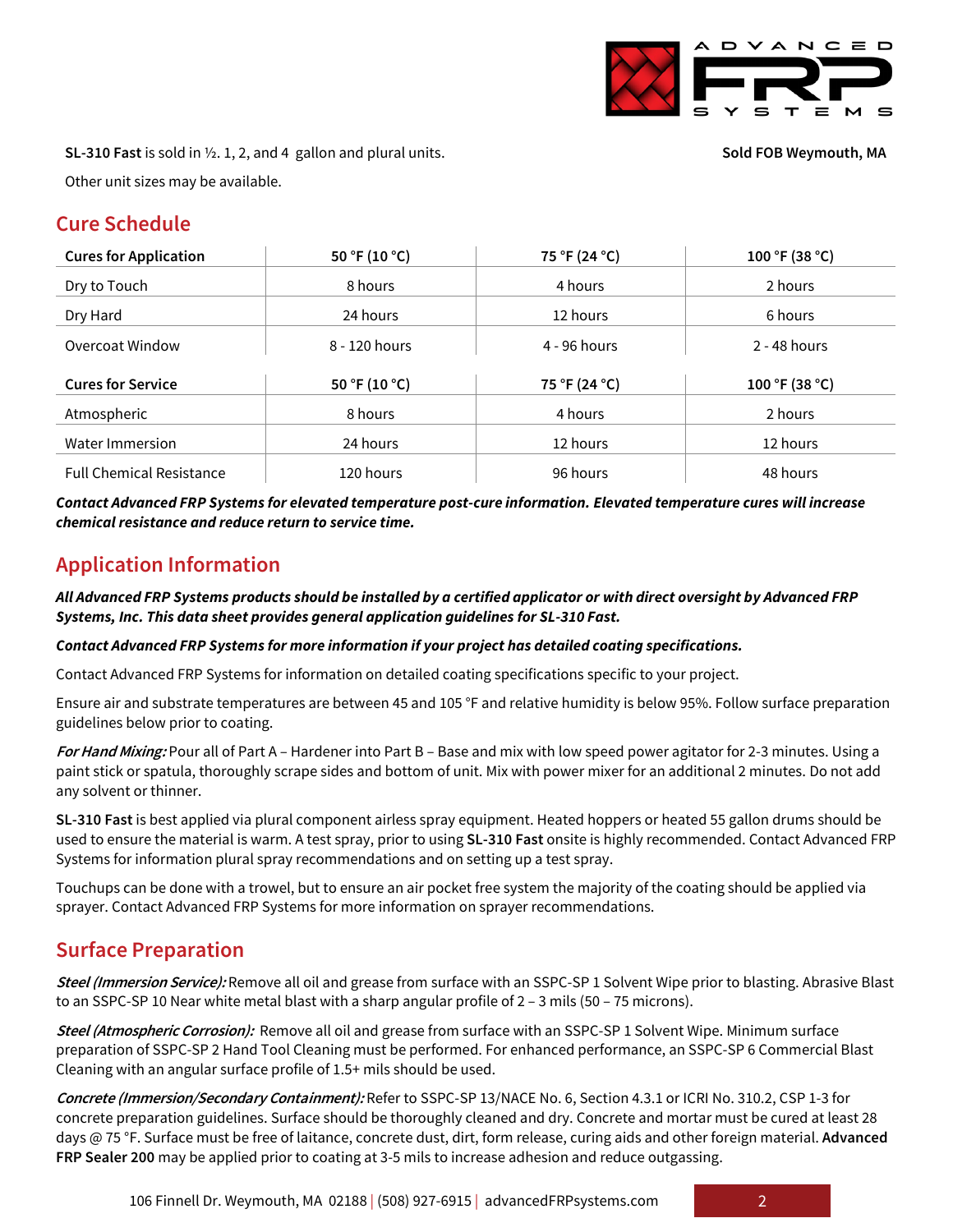**SL-310 Fast** is sold in ½. 1, 2, and 4 gallon and plural units.

**Sold FOB Weymouth, MA**

Other unit sizes may be available.

## Cure Schedule

| Cures for Application | 50 °F (10 °C) | 75 °F (24 °C) | 100 °F (38 °C) |
|---|---|---|---|
| Dry to Touch | 8 hours | 4 hours | 2 hours |
| Dry Hard | 24 hours | 12 hours | 6 hours |
| Overcoat Window | 8 - 120 hours | 4 - 96 hours | 2 - 48 hours |

| Cures for Service | 50 °F (10 °C) | 75 °F (24 °C) | 100 °F (38 °C) |
|---|---|---|---|
| Atmospheric | 8 hours | 4 hours | 2 hours |
| Water Immersion | 24 hours | 12 hours | 12 hours |
| Full Chemical Resistance | 120 hours | 96 hours | 48 hours |

***Contact Advanced FRP Systems for elevated temperature post-cure information. Elevated temperature cures will increase chemical resistance and reduce return to service time.***

## Application Information

***All Advanced FRP Systems products should be installed by a certified applicator or with direct oversight by Advanced FRP Systems, Inc. This data sheet provides general application guidelines for SL-310 Fast.***

***Contact Advanced FRP Systems for more information if your project has detailed coating specifications.***

Contact Advanced FRP Systems for information on detailed coating specifications specific to your project.

Ensure air and substrate temperatures are between 45 and 105 °F and relative humidity is below 95%. Follow surface preparation guidelines below prior to coating.

***For Hand Mixing:*** Pour all of Part A – Hardener into Part B – Base and mix with low speed power agitator for 2-3 minutes. Using a paint stick or spatula, thoroughly scrape sides and bottom of unit. Mix with power mixer for an additional 2 minutes. Do not add any solvent or thinner.

**SL-310 Fast** is best applied via plural component airless spray equipment. Heated hoppers or heated 55 gallon drums should be used to ensure the material is warm. A test spray, prior to using **SL-310 Fast** onsite is highly recommended. Contact Advanced FRP Systems for information plural spray recommendations and on setting up a test spray.

Touchups can be done with a trowel, but to ensure an air pocket free system the majority of the coating should be applied via sprayer. Contact Advanced FRP Systems for more information on sprayer recommendations.

## Surface Preparation

***Steel (Immersion Service):*** Remove all oil and grease from surface with an SSPC-SP 1 Solvent Wipe prior to blasting. Abrasive Blast to an SSPC-SP 10 Near white metal blast with a sharp angular profile of 2 – 3 mils (50 – 75 microns).

***Steel (Atmospheric Corrosion):*** Remove all oil and grease from surface with an SSPC-SP 1 Solvent Wipe. Minimum surface preparation of SSPC-SP 2 Hand Tool Cleaning must be performed. For enhanced performance, an SSPC-SP 6 Commercial Blast Cleaning with an angular surface profile of 1.5+ mils should be used.

***Concrete (Immersion/Secondary Containment):*** Refer to SSPC-SP 13/NACE No. 6, Section 4.3.1 or ICRI No. 310.2, CSP 1-3 for concrete preparation guidelines. Surface should be thoroughly cleaned and dry. Concrete and mortar must be cured at least 28 days @ 75 °F. Surface must be free of laitance, concrete dust, dirt, form release, curing aids and other foreign material. **Advanced FRP Sealer 200** may be applied prior to coating at 3-5 mils to increase adhesion and reduce outgassing.

106 Finnell Dr. Weymouth, MA 02188 | (508) 927-6915 | advancedFRPsystems.com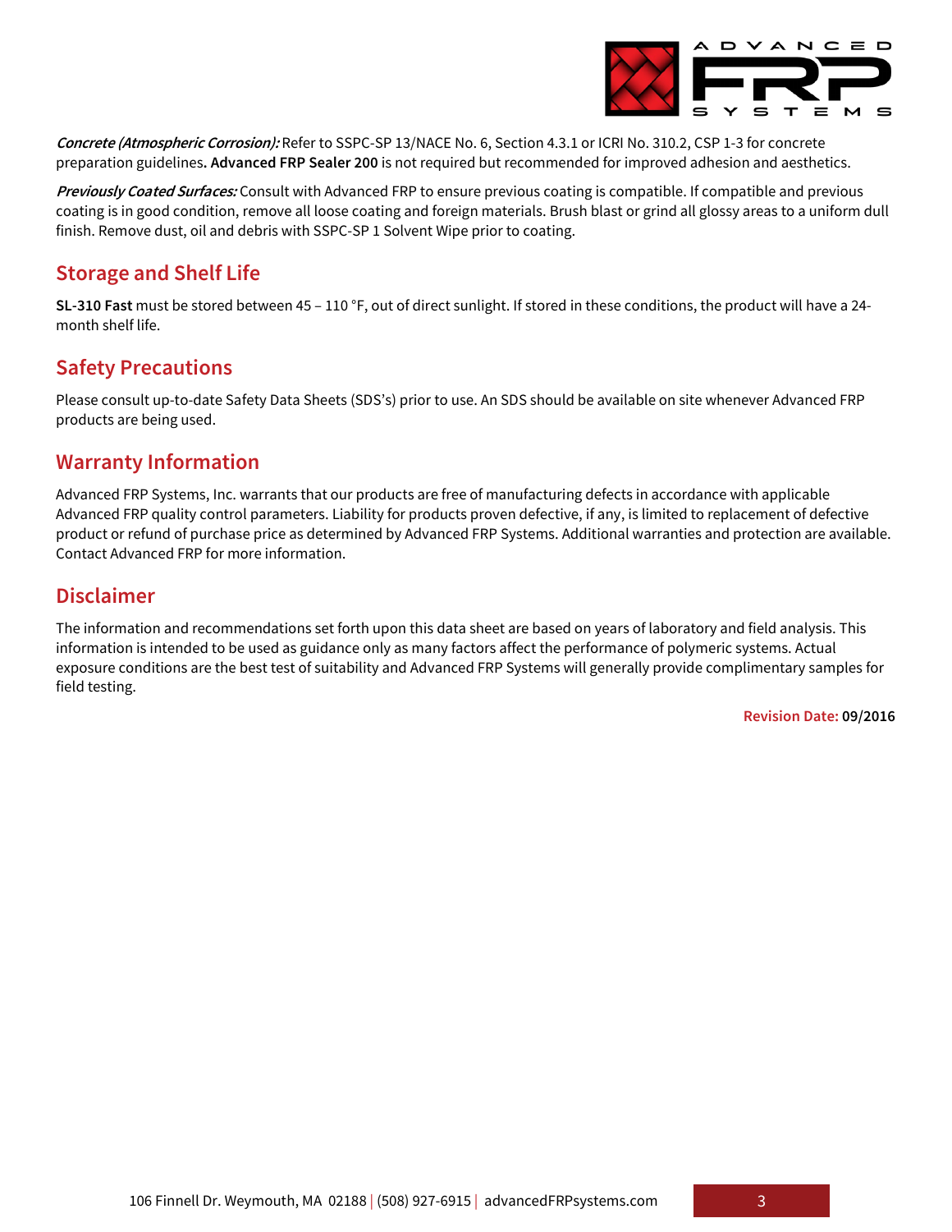***Concrete (Atmospheric Corrosion):*** Refer to SSPC-SP 13/NACE No. 6, Section 4.3.1 or ICRI No. 310.2, CSP 1-3 for concrete preparation guidelines**. Advanced FRP Sealer 200** is not required but recommended for improved adhesion and aesthetics.

***Previously Coated Surfaces:*** Consult with Advanced FRP to ensure previous coating is compatible. If compatible and previous coating is in good condition, remove all loose coating and foreign materials. Brush blast or grind all glossy areas to a uniform dull finish. Remove dust, oil and debris with SSPC-SP 1 Solvent Wipe prior to coating.

## Storage and Shelf Life

**SL-310 Fast** must be stored between 45 – 110 °F, out of direct sunlight. If stored in these conditions, the product will have a 24-month shelf life.

## Safety Precautions

Please consult up-to-date Safety Data Sheets (SDS's) prior to use. An SDS should be available on site whenever Advanced FRP products are being used.

## Warranty Information

Advanced FRP Systems, Inc. warrants that our products are free of manufacturing defects in accordance with applicable Advanced FRP quality control parameters. Liability for products proven defective, if any, is limited to replacement of defective product or refund of purchase price as determined by Advanced FRP Systems. Additional warranties and protection are available. Contact Advanced FRP for more information.

## Disclaimer

The information and recommendations set forth upon this data sheet are based on years of laboratory and field analysis. This information is intended to be used as guidance only as many factors affect the performance of polymeric systems. Actual exposure conditions are the best test of suitability and Advanced FRP Systems will generally provide complimentary samples for field testing.

**Revision Date: 09/2016**